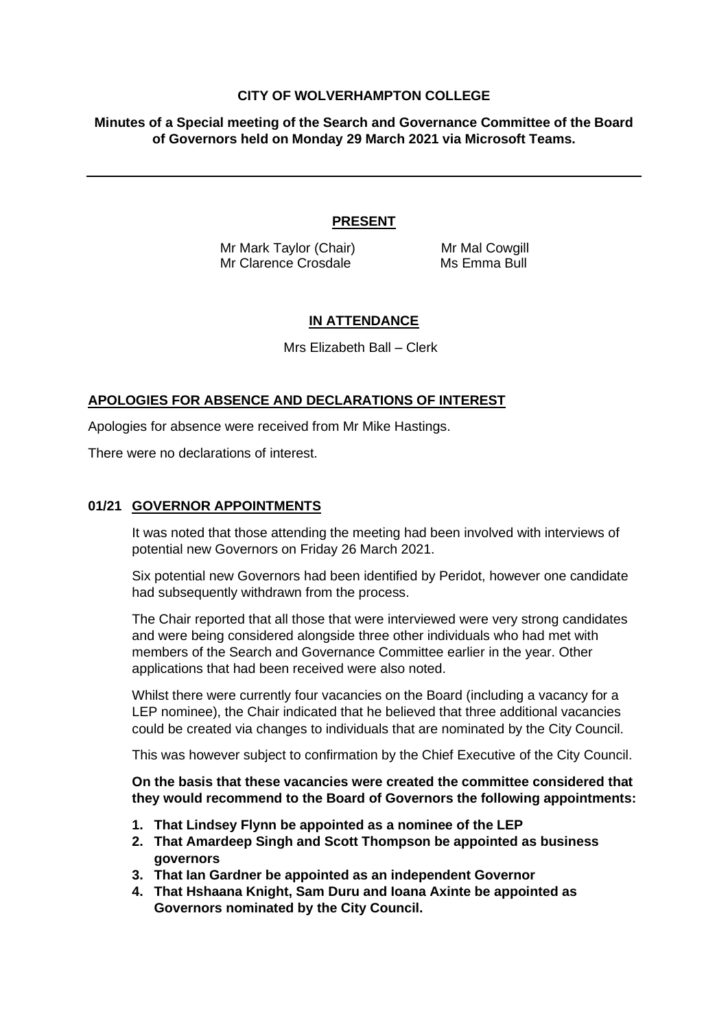**CITY OF WOLVERHAMPTON COLLEGE**

**Minutes of a Special meeting of the Search and Governance Committee of the Board of Governors held on Monday 29 March 2021 via Microsoft Teams.**

---

**PRESENT**

Mr Mark Taylor (Chair)
Mr Mal Cowgill
Mr Clarence Crosdale
Ms Emma Bull

**IN ATTENDANCE**

Mrs Elizabeth Ball – Clerk

**APOLOGIES FOR ABSENCE AND DECLARATIONS OF INTEREST**

Apologies for absence were received from Mr Mike Hastings.

There were no declarations of interest.

**01/21 GOVERNOR APPOINTMENTS**

It was noted that those attending the meeting had been involved with interviews of potential new Governors on Friday 26 March 2021.

Six potential new Governors had been identified by Peridot, however one candidate had subsequently withdrawn from the process.

The Chair reported that all those that were interviewed were very strong candidates and were being considered alongside three other individuals who had met with members of the Search and Governance Committee earlier in the year. Other applications that had been received were also noted.

Whilst there were currently four vacancies on the Board (including a vacancy for a LEP nominee), the Chair indicated that he believed that three additional vacancies could be created via changes to individuals that are nominated by the City Council.

This was however subject to confirmation by the Chief Executive of the City Council.

**On the basis that these vacancies were created the committee considered that they would recommend to the Board of Governors the following appointments:**

1. **That Lindsey Flynn be appointed as a nominee of the LEP**
2. **That Amardeep Singh and Scott Thompson be appointed as business governors**
3. **That Ian Gardner be appointed as an independent Governor**
4. **That Hshaana Knight, Sam Duru and Ioana Axinte be appointed as Governors nominated by the City Council.**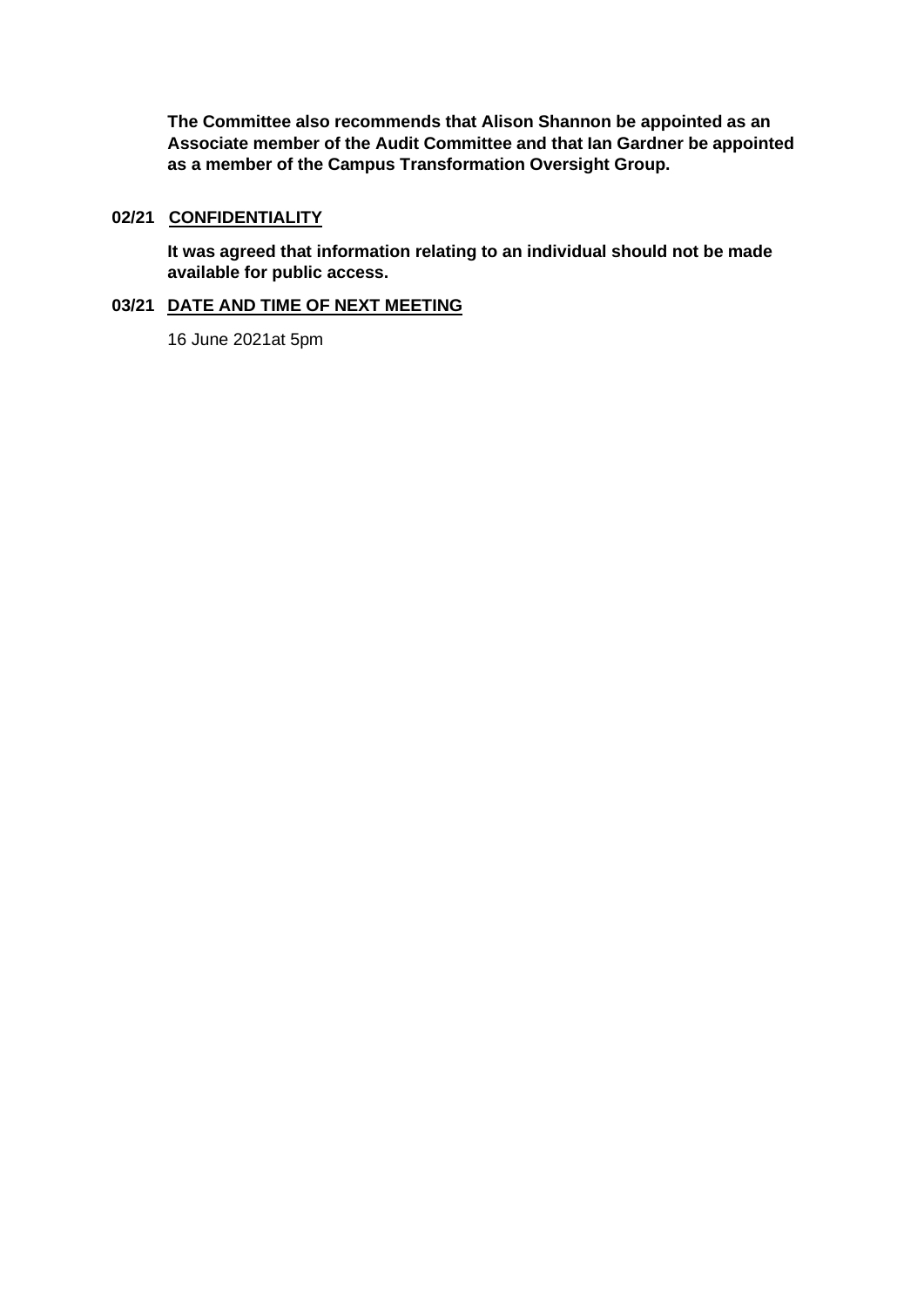**The Committee also recommends that Alison Shannon be appointed as an Associate member of the Audit Committee and that Ian Gardner be appointed as a member of the Campus Transformation Oversight Group.**

**02/21 CONFIDENTIALITY**

**It was agreed that information relating to an individual should not be made available for public access.**

**03/21 DATE AND TIME OF NEXT MEETING**

16 June 2021at 5pm